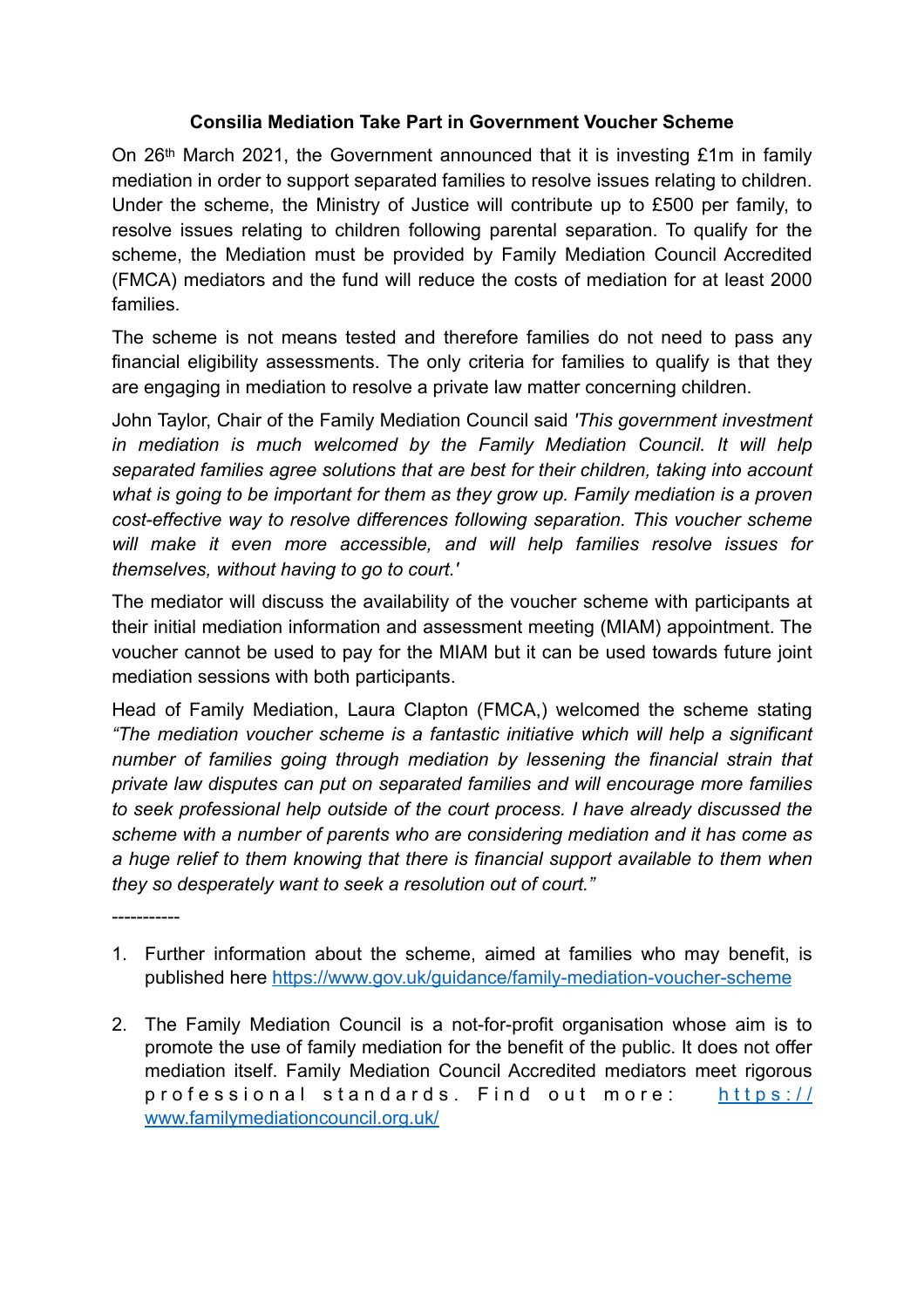**Consilia Mediation Take Part in Government Voucher Scheme**

On 26th March 2021, the Government announced that it is investing £1m in family mediation in order to support separated families to resolve issues relating to children. Under the scheme, the Ministry of Justice will contribute up to £500 per family, to resolve issues relating to children following parental separation. To qualify for the scheme, the Mediation must be provided by Family Mediation Council Accredited (FMCA) mediators and the fund will reduce the costs of mediation for at least 2000 families.

The scheme is not means tested and therefore families do not need to pass any financial eligibility assessments. The only criteria for families to qualify is that they are engaging in mediation to resolve a private law matter concerning children.

John Taylor, Chair of the Family Mediation Council said *'This government investment in mediation is much welcomed by the Family Mediation Council. It will help separated families agree solutions that are best for their children, taking into account what is going to be important for them as they grow up. Family mediation is a proven cost-effective way to resolve differences following separation. This voucher scheme will make it even more accessible, and will help families resolve issues for themselves, without having to go to court.'*

The mediator will discuss the availability of the voucher scheme with participants at their initial mediation information and assessment meeting (MIAM) appointment. The voucher cannot be used to pay for the MIAM but it can be used towards future joint mediation sessions with both participants.

Head of Family Mediation, Laura Clapton (FMCA,) welcomed the scheme stating *"The mediation voucher scheme is a fantastic initiative which will help a significant number of families going through mediation by lessening the financial strain that private law disputes can put on separated families and will encourage more families to seek professional help outside of the court process. I have already discussed the scheme with a number of parents who are considering mediation and it has come as a huge relief to them knowing that there is financial support available to them when they so desperately want to seek a resolution out of court."*

-----------

1. Further information about the scheme, aimed at families who may benefit, is published here https://www.gov.uk/guidance/family-mediation-voucher-scheme

2. The Family Mediation Council is a not-for-profit organisation whose aim is to promote the use of family mediation for the benefit of the public. It does not offer mediation itself. Family Mediation Council Accredited mediators meet rigorous professional standards. Find out more: https://www.familymediationcouncil.org.uk/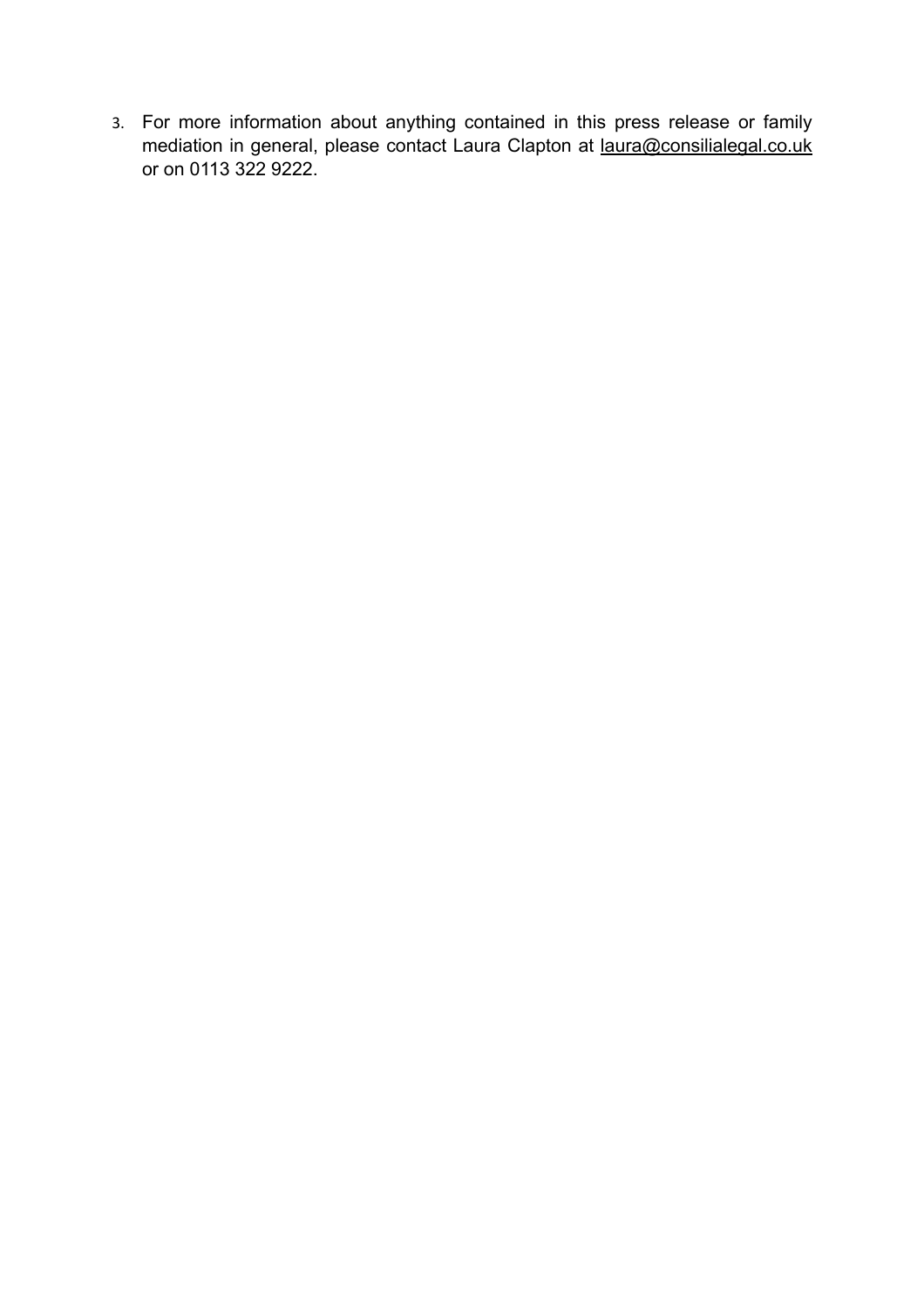3. For more information about anything contained in this press release or family mediation in general, please contact Laura Clapton at laura@consilialegal.co.uk or on 0113 322 9222.